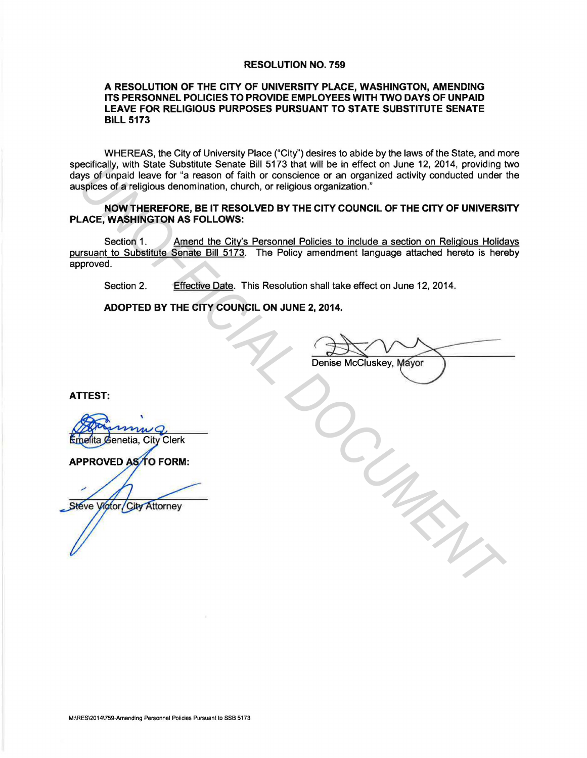# RESOLUTION NO. 759

## A RESOLUTION OF THE CITY OF UNIVERSITY PLACE, WASHINGTON, AMENDING ITS PERSONNEL POLICIES TO PROVIDE EMPLOYEES WITH TWO DAYS OF UNPAID LEAVE FOR RELIGIOUS PURPOSES PURSUANT TO STATE SUBSTITUTE SENATE BILL 5173

WHEREAS, the City of University Place ("City") desires to abide by the laws of the State, and more specifically, with State Substitute Senate Bill 5173 that will be in effect on June 12, 2014, providing two days of unpaid leave for "a reason of faith or conscience or an organized activity conducted under the auspices of a religious denomination, church, or religious organization."

**NOW THEREFORE, BE IT RESOLVED BY THE CITY COUNCIL OF THE CITY OF UNIVERSITY PLACE, WASHINGTON AS FOLLOWS:**

Section 1. Amend the City's Personnel Policies to include a section on Religious Holidays pursuant to Substitute Senate Bill 5173. The Policy amendment language attached hereto is hereby approved.

Section 2. Effective Date. This Resolution shall take effect on June 12, 2014.

**ADOPTED BY THE CITY COUNCIL ON JUNE 2, 2014.**

Denise McCluskey, Mayor

**ATTEST:**

Emelita Genetia, City Clerk

**APPROVED AS TO FORM:**

Steve Victor, City Attorney

M:\RES\2014\759-Amending Personnel Policies Pursuant to SSB 5173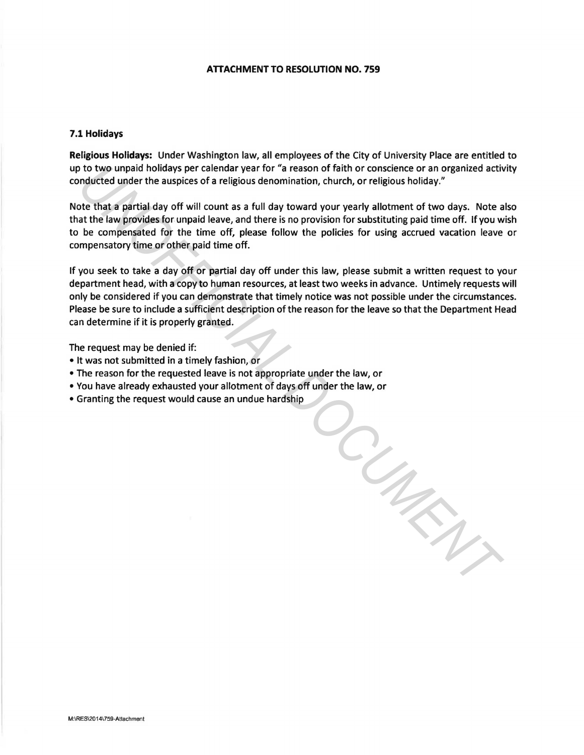**ATTACHMENT TO RESOLUTION NO. 759**

### 7.1 Holidays

**Religious Holidays:** Under Washington law, all employees of the City of University Place are entitled to up to two unpaid holidays per calendar year for "a reason of faith or conscience or an organized activity conducted under the auspices of a religious denomination, church, or religious holiday."

Note that a partial day off will count as a full day toward your yearly allotment of two days. Note also that the law provides for unpaid leave, and there is no provision for substituting paid time off. If you wish to be compensated for the time off, please follow the policies for using accrued vacation leave or compensatory time or other paid time off.

If you seek to take a day off or partial day off under this law, please submit a written request to your department head, with a copy to human resources, at least two weeks in advance. Untimely requests will only be considered if you can demonstrate that timely notice was not possible under the circumstances. Please be sure to include a sufficient description of the reason for the leave so that the Department Head can determine if it is properly granted.

The request may be denied if:

- It was not submitted in a timely fashion, or
- The reason for the requested leave is not appropriate under the law, or
- You have already exhausted your allotment of days off under the law, or
- Granting the request would cause an undue hardship

M:\RES\2014\759-Attachment